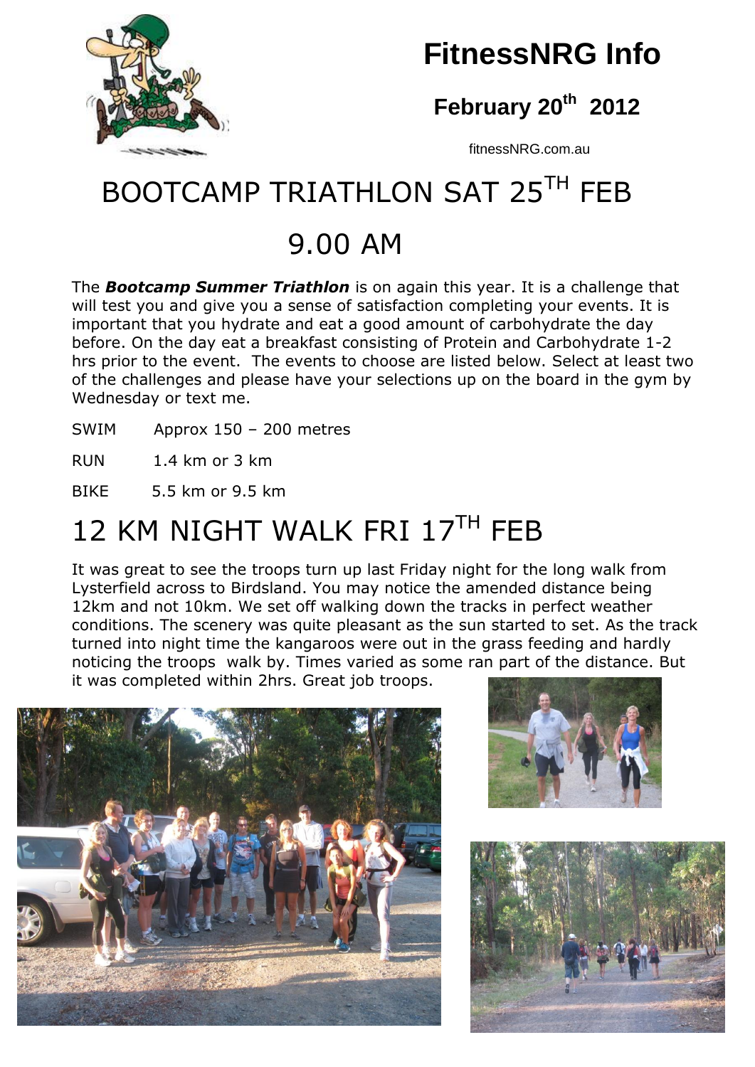# FitnessNRG Info

## February 20th 2012

fitnessNRG.com.au

# BOOTCAMP TRIATHLON SAT 25TH FEB

# 9.00 AM

The ***Bootcamp Summer Triathlon*** is on again this year. It is a challenge that will test you and give you a sense of satisfaction completing your events. It is important that you hydrate and eat a good amount of carbohydrate the day before. On the day eat a breakfast consisting of Protein and Carbohydrate 1-2 hrs prior to the event. The events to choose are listed below. Select at least two of the challenges and please have your selections up on the board in the gym by Wednesday or text me.

SWIM Approx 150 – 200 metres

RUN 1.4 km or 3 km

BIKE 5.5 km or 9.5 km

# 12 KM NIGHT WALK FRI 17TH FEB

It was great to see the troops turn up last Friday night for the long walk from Lysterfield across to Birdsland. You may notice the amended distance being 12km and not 10km. We set off walking down the tracks in perfect weather conditions. The scenery was quite pleasant as the sun started to set. As the track turned into night time the kangaroos were out in the grass feeding and hardly noticing the troops walk by. Times varied as some ran part of the distance. But it was completed within 2hrs. Great job troops.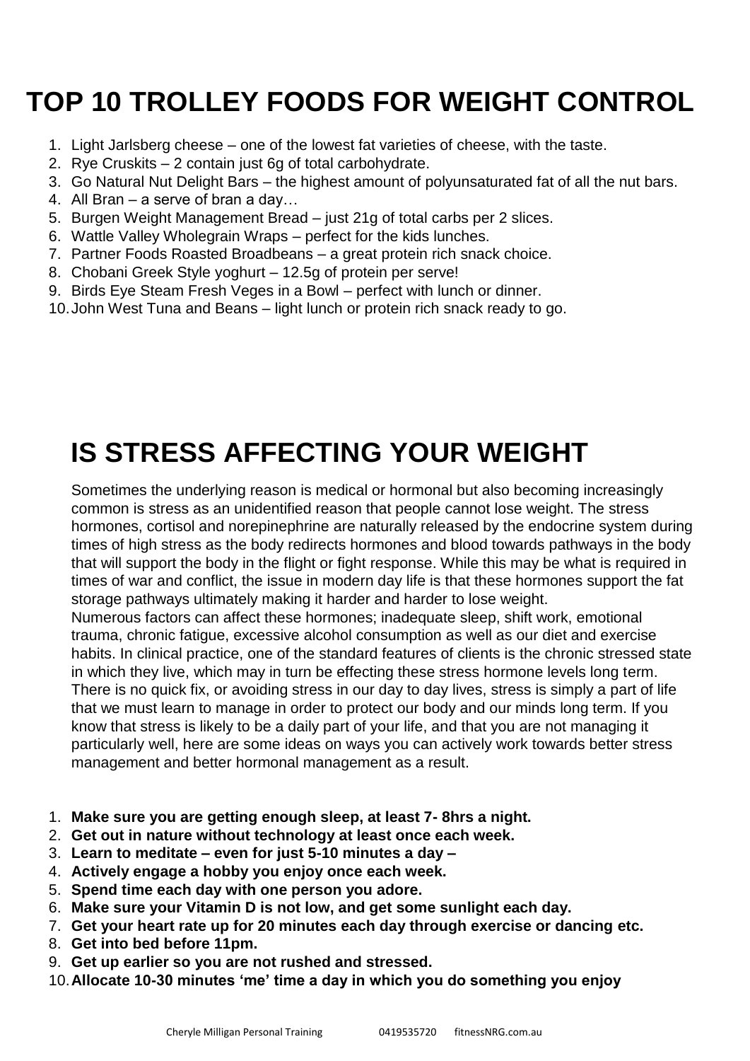# TOP 10 TROLLEY FOODS FOR WEIGHT CONTROL

1. Light Jarlsberg cheese – one of the lowest fat varieties of cheese, with the taste.
2. Rye Cruskits – 2 contain just 6g of total carbohydrate.
3. Go Natural Nut Delight Bars – the highest amount of polyunsaturated fat of all the nut bars.
4. All Bran – a serve of bran a day…
5. Burgen Weight Management Bread – just 21g of total carbs per 2 slices.
6. Wattle Valley Wholegrain Wraps – perfect for the kids lunches.
7. Partner Foods Roasted Broadbeans – a great protein rich snack choice.
8. Chobani Greek Style yoghurt – 12.5g of protein per serve!
9. Birds Eye Steam Fresh Veges in a Bowl – perfect with lunch or dinner.
10. John West Tuna and Beans – light lunch or protein rich snack ready to go.

# IS STRESS AFFECTING YOUR WEIGHT

Sometimes the underlying reason is medical or hormonal but also becoming increasingly common is stress as an unidentified reason that people cannot lose weight. The stress hormones, cortisol and norepinephrine are naturally released by the endocrine system during times of high stress as the body redirects hormones and blood towards pathways in the body that will support the body in the flight or fight response. While this may be what is required in times of war and conflict, the issue in modern day life is that these hormones support the fat storage pathways ultimately making it harder and harder to lose weight.
Numerous factors can affect these hormones; inadequate sleep, shift work, emotional trauma, chronic fatigue, excessive alcohol consumption as well as our diet and exercise habits. In clinical practice, one of the standard features of clients is the chronic stressed state in which they live, which may in turn be effecting these stress hormone levels long term. There is no quick fix, or avoiding stress in our day to day lives, stress is simply a part of life that we must learn to manage in order to protect our body and our minds long term. If you know that stress is likely to be a daily part of your life, and that you are not managing it particularly well, here are some ideas on ways you can actively work towards better stress management and better hormonal management as a result.

1. **Make sure you are getting enough sleep, at least 7- 8hrs a night.**
2. **Get out in nature without technology at least once each week.**
3. **Learn to meditate – even for just 5-10 minutes a day –**
4. **Actively engage a hobby you enjoy once each week.**
5. **Spend time each day with one person you adore.**
6. **Make sure your Vitamin D is not low, and get some sunlight each day.**
7. **Get your heart rate up for 20 minutes each day through exercise or dancing etc.**
8. **Get into bed before 11pm.**
9. **Get up earlier so you are not rushed and stressed.**
10. **Allocate 10-30 minutes 'me' time a day in which you do something you enjoy**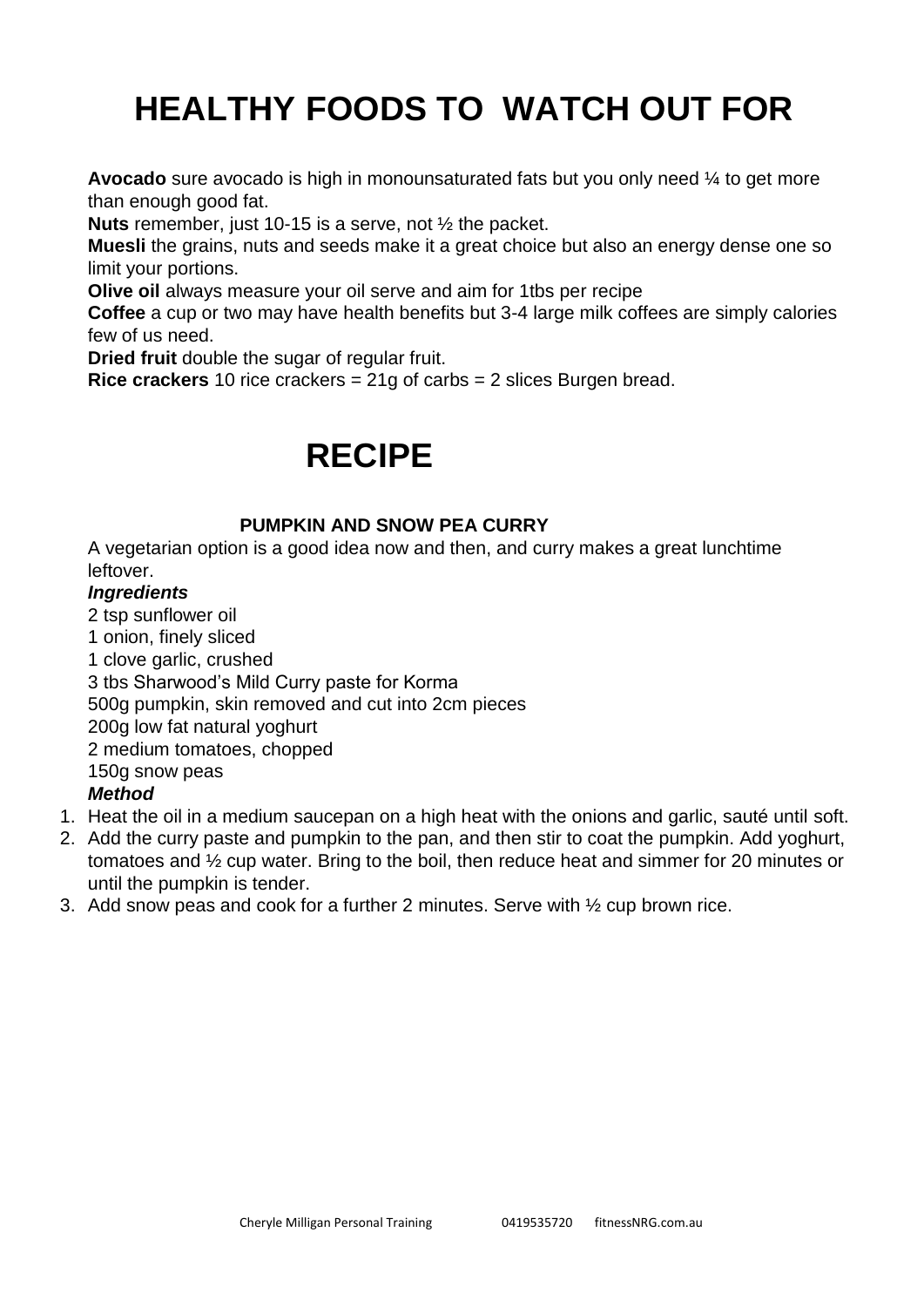# HEALTHY FOODS TO WATCH OUT FOR

**Avocado** sure avocado is high in monounsaturated fats but you only need ¼ to get more than enough good fat.
**Nuts** remember, just 10-15 is a serve, not ½ the packet.
**Muesli** the grains, nuts and seeds make it a great choice but also an energy dense one so limit your portions.
**Olive oil** always measure your oil serve and aim for 1tbs per recipe
**Coffee** a cup or two may have health benefits but 3-4 large milk coffees are simply calories few of us need.
**Dried fruit** double the sugar of regular fruit.
**Rice crackers** 10 rice crackers = 21g of carbs = 2 slices Burgen bread.

# RECIPE

### PUMPKIN AND SNOW PEA CURRY

A vegetarian option is a good idea now and then, and curry makes a great lunchtime leftover.

***Ingredients***

2 tsp sunflower oil
1 onion, finely sliced
1 clove garlic, crushed
3 tbs Sharwood's Mild Curry paste for Korma
500g pumpkin, skin removed and cut into 2cm pieces
200g low fat natural yoghurt
2 medium tomatoes, chopped
150g snow peas

***Method***

1. Heat the oil in a medium saucepan on a high heat with the onions and garlic, sauté until soft.
2. Add the curry paste and pumpkin to the pan, and then stir to coat the pumpkin. Add yoghurt, tomatoes and ½ cup water. Bring to the boil, then reduce heat and simmer for 20 minutes or until the pumpkin is tender.
3. Add snow peas and cook for a further 2 minutes. Serve with ½ cup brown rice.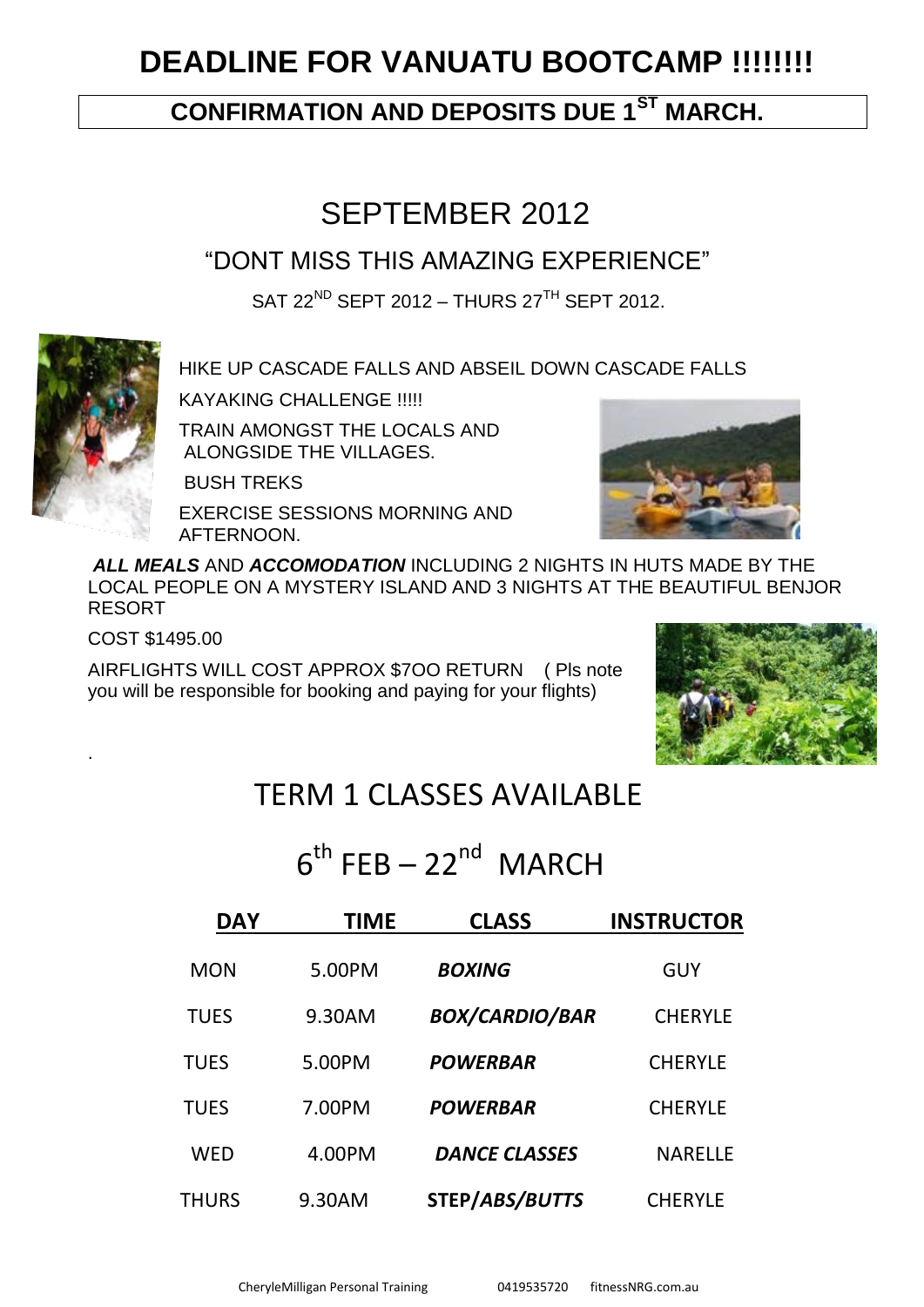# DEADLINE FOR VANUATU BOOTCAMP !!!!!!!!

**CONFIRMATION AND DEPOSITS DUE 1ST MARCH.**

## SEPTEMBER 2012

### "DONT MISS THIS AMAZING EXPERIENCE"

SAT 22ND SEPT 2012 – THURS 27TH SEPT 2012.

HIKE UP CASCADE FALLS AND ABSEIL DOWN CASCADE FALLS

KAYAKING CHALLENGE !!!!!

TRAIN AMONGST THE LOCALS AND ALONGSIDE THE VILLAGES.

BUSH TREKS

EXERCISE SESSIONS MORNING AND AFTERNOON.

***ALL MEALS*** AND ***ACCOMODATION*** INCLUDING 2 NIGHTS IN HUTS MADE BY THE LOCAL PEOPLE ON A MYSTERY ISLAND AND 3 NIGHTS AT THE BEAUTIFUL BENJOR RESORT

COST $1495.00

AIRFLIGHTS WILL COST APPROX $7OO RETURN ( Pls note you will be responsible for booking and paying for your flights)

.

## TERM 1 CLASSES AVAILABLE

## 6th FEB – 22nd MARCH

| DAY | TIME | CLASS | INSTRUCTOR |
|---|---|---|---|
| MON | 5.00PM | ***BOXING*** | GUY |
| TUES | 9.30AM | ***BOX/CARDIO/BAR*** | CHERYLE |
| TUES | 5.00PM | ***POWERBAR*** | CHERYLE |
| TUES | 7.00PM | ***POWERBAR*** | CHERYLE |
| WED | 4.00PM | ***DANCE CLASSES*** | NARELLE |
| THURS | 9.30AM | **STEP/*ABS/BUTTS*** | CHERYLE |

CheryleMilligan Personal Training 0419535720 fitnessNRG.com.au